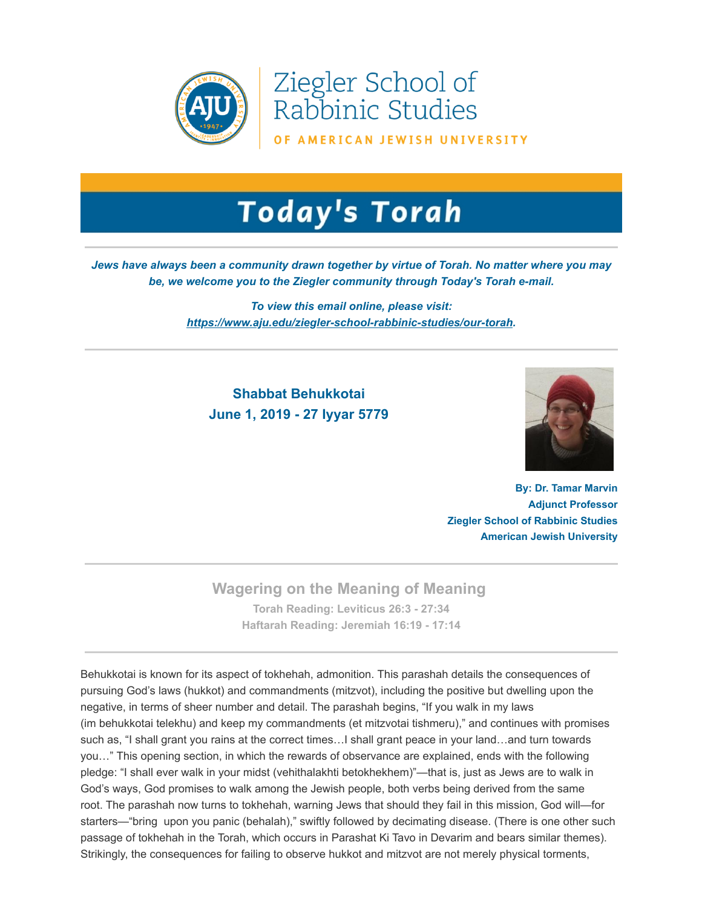Ziegler School of Rabbinic Studies

OF AMERICAN JEWISH UNIVERSITY

# Today's Torah

***Jews have always been a community drawn together by virtue of Torah. No matter where you may be, we welcome you to the Ziegler community through Today's Torah e-mail.***

***To view this email online, please visit: [https://www.aju.edu/ziegler-school-rabbinic-studies/our-torah](https://www.aju.edu/ziegler-school-rabbinic-studies/our-torah).***

**Shabbat Behukkotai**
**June 1, 2019 - 27 Iyyar 5779**

**By: Dr. Tamar Marvin**
**Adjunct Professor**
**Ziegler School of Rabbinic Studies**
**American Jewish University**

## Wagering on the Meaning of Meaning

**Torah Reading: Leviticus 26:3 - 27:34**
**Haftarah Reading: Jeremiah 16:19 - 17:14**

Behukkotai is known for its aspect of tokhehah, admonition. This parashah details the consequences of pursuing God's laws (hukkot) and commandments (mitzvot), including the positive but dwelling upon the negative, in terms of sheer number and detail. The parashah begins, "If you walk in my laws (im behukkotai telekhu) and keep my commandments (et mitzvotai tishmeru)," and continues with promises such as, "I shall grant you rains at the correct times…I shall grant peace in your land…and turn towards you…" This opening section, in which the rewards of observance are explained, ends with the following pledge: "I shall ever walk in your midst (vehithalakhti betokhekhem)"—that is, just as Jews are to walk in God's ways, God promises to walk among the Jewish people, both verbs being derived from the same root. The parashah now turns to tokhehah, warning Jews that should they fail in this mission, God will—for starters—"bring upon you panic (behalah)," swiftly followed by decimating disease. (There is one other such passage of tokhehah in the Torah, which occurs in Parashat Ki Tavo in Devarim and bears similar themes). Strikingly, the consequences for failing to observe hukkot and mitzvot are not merely physical torments,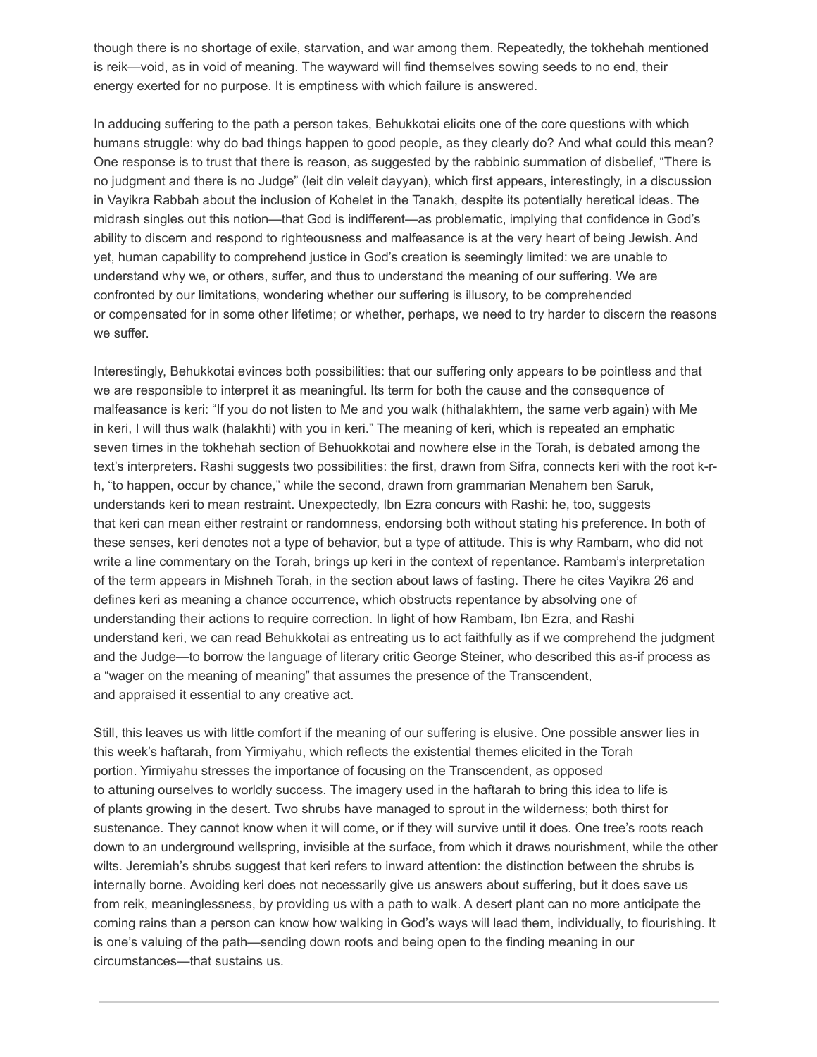though there is no shortage of exile, starvation, and war among them. Repeatedly, the tokhehah mentioned is reik—void, as in void of meaning. The wayward will find themselves sowing seeds to no end, their energy exerted for no purpose. It is emptiness with which failure is answered.

In adducing suffering to the path a person takes, Behukkotai elicits one of the core questions with which humans struggle: why do bad things happen to good people, as they clearly do? And what could this mean? One response is to trust that there is reason, as suggested by the rabbinic summation of disbelief, "There is no judgment and there is no Judge" (leit din veleit dayyan), which first appears, interestingly, in a discussion in Vayikra Rabbah about the inclusion of Kohelet in the Tanakh, despite its potentially heretical ideas. The midrash singles out this notion—that God is indifferent—as problematic, implying that confidence in God's ability to discern and respond to righteousness and malfeasance is at the very heart of being Jewish. And yet, human capability to comprehend justice in God's creation is seemingly limited: we are unable to understand why we, or others, suffer, and thus to understand the meaning of our suffering. We are confronted by our limitations, wondering whether our suffering is illusory, to be comprehended or compensated for in some other lifetime; or whether, perhaps, we need to try harder to discern the reasons we suffer.

Interestingly, Behukkotai evinces both possibilities: that our suffering only appears to be pointless and that we are responsible to interpret it as meaningful. Its term for both the cause and the consequence of malfeasance is keri: "If you do not listen to Me and you walk (hithalakhtem, the same verb again) with Me in keri, I will thus walk (halakhti) with you in keri." The meaning of keri, which is repeated an emphatic seven times in the tokhehah section of Behuokkotai and nowhere else in the Torah, is debated among the text's interpreters. Rashi suggests two possibilities: the first, drawn from Sifra, connects keri with the root k-r-h, "to happen, occur by chance," while the second, drawn from grammarian Menahem ben Saruk, understands keri to mean restraint. Unexpectedly, Ibn Ezra concurs with Rashi: he, too, suggests that keri can mean either restraint or randomness, endorsing both without stating his preference. In both of these senses, keri denotes not a type of behavior, but a type of attitude. This is why Rambam, who did not write a line commentary on the Torah, brings up keri in the context of repentance. Rambam's interpretation of the term appears in Mishneh Torah, in the section about laws of fasting. There he cites Vayikra 26 and defines keri as meaning a chance occurrence, which obstructs repentance by absolving one of understanding their actions to require correction. In light of how Rambam, Ibn Ezra, and Rashi understand keri, we can read Behukkotai as entreating us to act faithfully as if we comprehend the judgment and the Judge—to borrow the language of literary critic George Steiner, who described this as-if process as a "wager on the meaning of meaning" that assumes the presence of the Transcendent, and appraised it essential to any creative act.

Still, this leaves us with little comfort if the meaning of our suffering is elusive. One possible answer lies in this week's haftarah, from Yirmiyahu, which reflects the existential themes elicited in the Torah portion. Yirmiyahu stresses the importance of focusing on the Transcendent, as opposed to attuning ourselves to worldly success. The imagery used in the haftarah to bring this idea to life is of plants growing in the desert. Two shrubs have managed to sprout in the wilderness; both thirst for sustenance. They cannot know when it will come, or if they will survive until it does. One tree's roots reach down to an underground wellspring, invisible at the surface, from which it draws nourishment, while the other wilts. Jeremiah's shrubs suggest that keri refers to inward attention: the distinction between the shrubs is internally borne. Avoiding keri does not necessarily give us answers about suffering, but it does save us from reik, meaninglessness, by providing us with a path to walk. A desert plant can no more anticipate the coming rains than a person can know how walking in God's ways will lead them, individually, to flourishing. It is one's valuing of the path—sending down roots and being open to the finding meaning in our circumstances—that sustains us.

---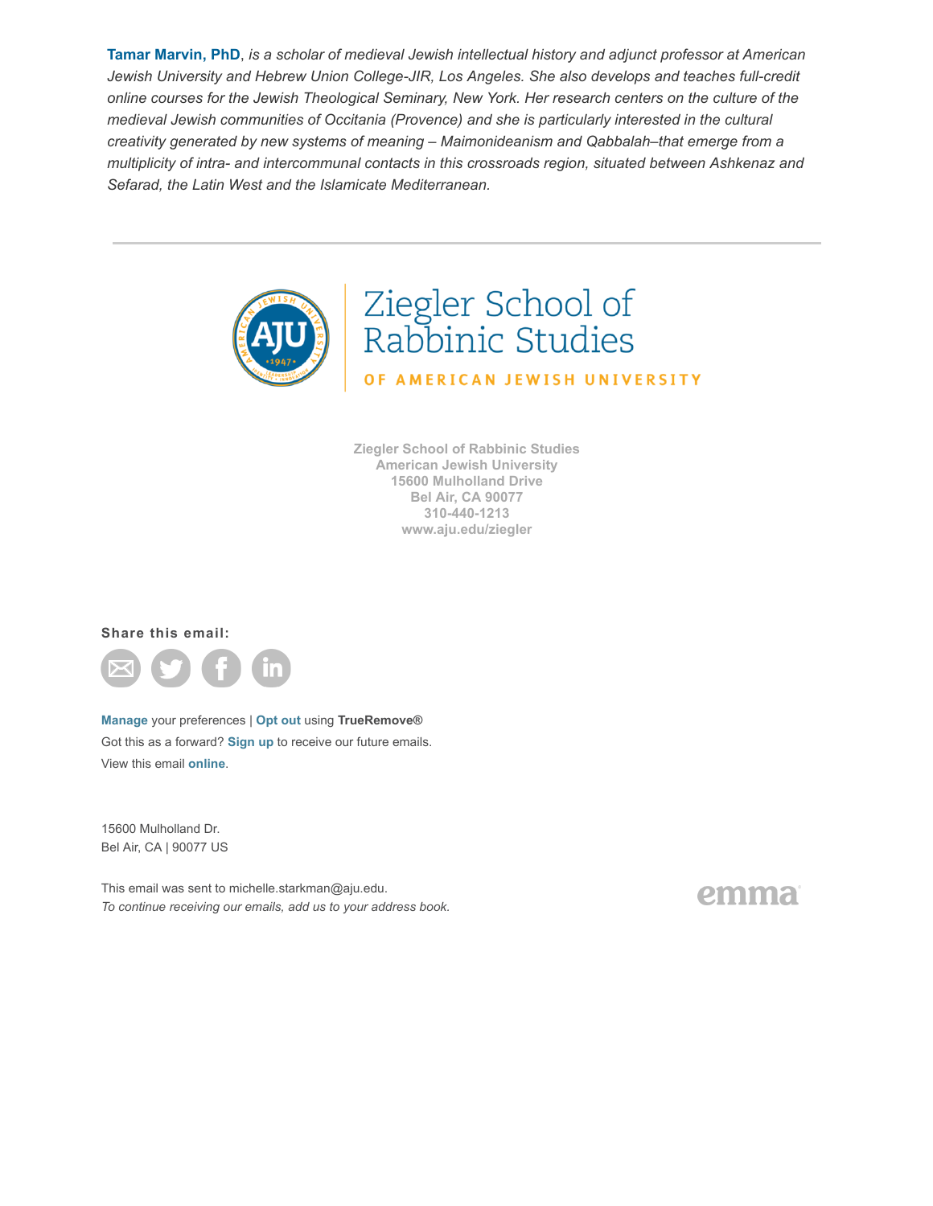**Tamar Marvin, PhD**, *is a scholar of medieval Jewish intellectual history and adjunct professor at American Jewish University and Hebrew Union College-JIR, Los Angeles. She also develops and teaches full-credit online courses for the Jewish Theological Seminary, New York. Her research centers on the culture of the medieval Jewish communities of Occitania (Provence) and she is particularly interested in the cultural creativity generated by new systems of meaning – Maimonideanism and Qabbalah–that emerge from a multiplicity of intra- and intercommunal contacts in this crossroads region, situated between Ashkenaz and Sefarad, the Latin West and the Islamicate Mediterranean.*

---

Ziegler School of Rabbinic Studies

OF AMERICAN JEWISH UNIVERSITY

**Ziegler School of Rabbinic Studies**
**American Jewish University**
**15600 Mulholland Drive**
**Bel Air, CA 90077**
**310-440-1213**
**www.aju.edu/ziegler**

**Share this email:**

**Manage** your preferences | **Opt out** using **TrueRemove®**
Got this as a forward? **Sign up** to receive our future emails.
View this email **online**.

15600 Mulholland Dr.
Bel Air, CA | 90077 US

This email was sent to michelle.starkman@aju.edu.
*To continue receiving our emails, add us to your address book.*

emma